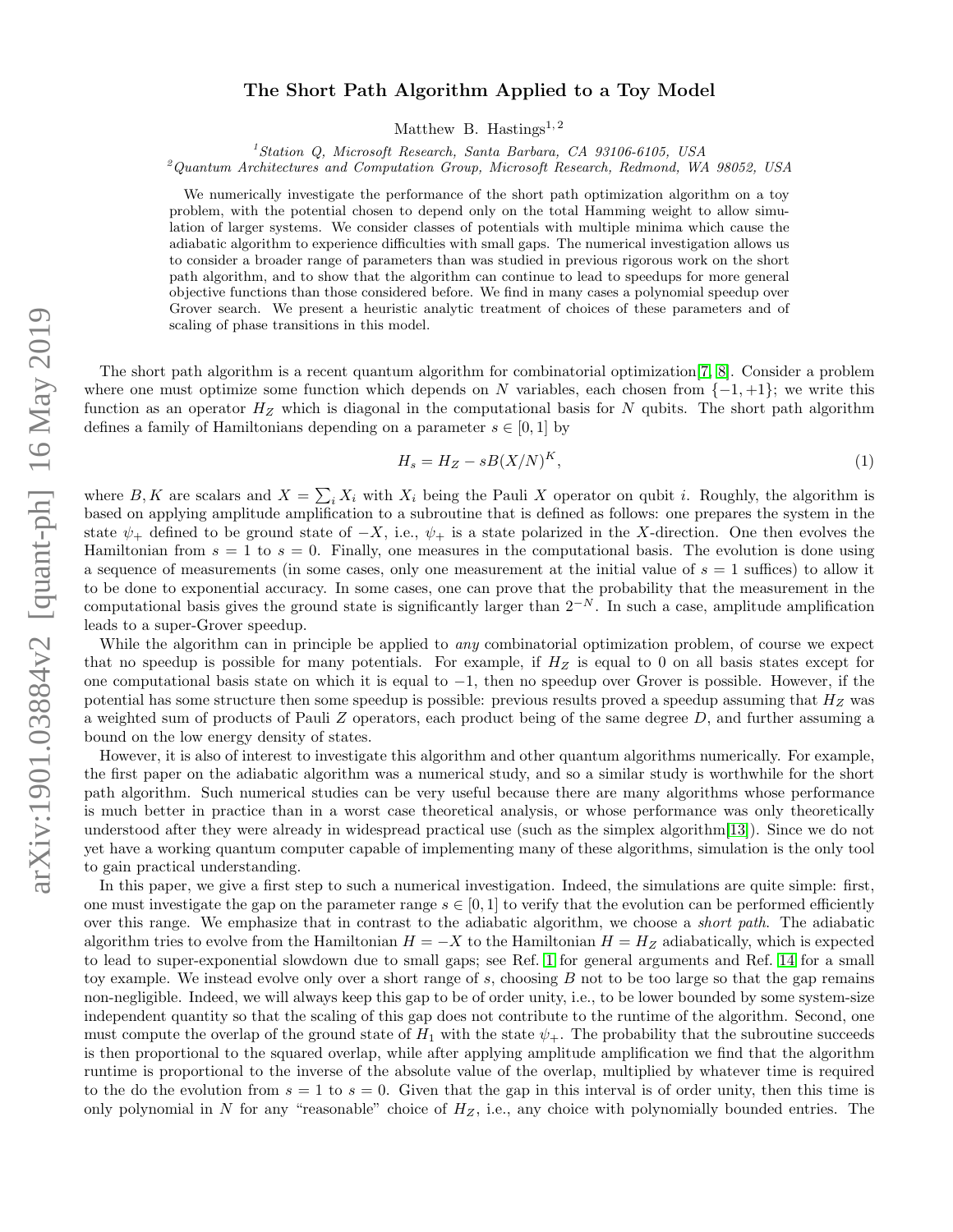# The Short Path Algorithm Applied to a Toy Model

Matthew B. Hastings[1, 2]

[1]Station Q, Microsoft Research, Santa Barbara, CA 93106-6105, USA
[2]Quantum Architectures and Computation Group, Microsoft Research, Redmond, WA 98052, USA

We numerically investigate the performance of the short path optimization algorithm on a toy problem, with the potential chosen to depend only on the total Hamming weight to allow simulation of larger systems. We consider classes of potentials with multiple minima which cause the adiabatic algorithm to experience difficulties with small gaps. The numerical investigation allows us to consider a broader range of parameters than was studied in previous rigorous work on the short path algorithm, and to show that the algorithm can continue to lead to speedups for more general objective functions than those considered before. We find in many cases a polynomial speedup over Grover search. We present a heuristic analytic treatment of choices of these parameters and of scaling of phase transitions in this model.

The short path algorithm is a recent quantum algorithm for combinatorial optimization[7, 8]. Consider a problem where one must optimize some function which depends on $N$ variables, each chosen from $\{-1, +1\}$; we write this function as an operator $H_Z$ which is diagonal in the computational basis for $N$ qubits. The short path algorithm defines a family of Hamiltonians depending on a parameter $s \in [0, 1]$ by

$$H_s = H_Z - sB(X/N)^K, \tag{1}$$

where $B, K$ are scalars and $X = \sum_i X_i$ with $X_i$ being the Pauli $X$ operator on qubit $i$. Roughly, the algorithm is based on applying amplitude amplification to a subroutine that is defined as follows: one prepares the system in the state $\psi_+$ defined to be ground state of $-X$, i.e., $\psi_+$ is a state polarized in the $X$-direction. One then evolves the Hamiltonian from $s = 1$ to $s = 0$. Finally, one measures in the computational basis. The evolution is done using a sequence of measurements (in some cases, only one measurement at the initial value of $s = 1$ suffices) to allow it to be done to exponential accuracy. In some cases, one can prove that the probability that the measurement in the computational basis gives the ground state is significantly larger than $2^{-N}$. In such a case, amplitude amplification leads to a super-Grover speedup.

While the algorithm can in principle be applied to *any* combinatorial optimization problem, of course we expect that no speedup is possible for many potentials. For example, if $H_Z$ is equal to 0 on all basis states except for one computational basis state on which it is equal to $-1$, then no speedup over Grover is possible. However, if the potential has some structure then some speedup is possible: previous results proved a speedup assuming that $H_Z$ was a weighted sum of products of Pauli $Z$ operators, each product being of the same degree $D$, and further assuming a bound on the low energy density of states.

However, it is also of interest to investigate this algorithm and other quantum algorithms numerically. For example, the first paper on the adiabatic algorithm was a numerical study, and so a similar study is worthwhile for the short path algorithm. Such numerical studies can be very useful because there are many algorithms whose performance is much better in practice than in a worst case theoretical analysis, or whose performance was only theoretically understood after they were already in widespread practical use (such as the simplex algorithm[13]). Since we do not yet have a working quantum computer capable of implementing many of these algorithms, simulation is the only tool to gain practical understanding.

In this paper, we give a first step to such a numerical investigation. Indeed, the simulations are quite simple: first, one must investigate the gap on the parameter range $s \in [0, 1]$ to verify that the evolution can be performed efficiently over this range. We emphasize that in contrast to the adiabatic algorithm, we choose a *short path*. The adiabatic algorithm tries to evolve from the Hamiltonian $H = -X$ to the Hamiltonian $H = H_Z$ adiabatically, which is expected to lead to super-exponential slowdown due to small gaps; see Ref. [1] for general arguments and Ref. [14] for a small toy example. We instead evolve only over a short range of $s$, choosing $B$ not to be too large so that the gap remains non-negligible. Indeed, we will always keep this gap to be of order unity, i.e., to be lower bounded by some system-size independent quantity so that the scaling of this gap does not contribute to the runtime of the algorithm. Second, one must compute the overlap of the ground state of $H_1$ with the state $\psi_+$. The probability that the subroutine succeeds is then proportional to the squared overlap, while after applying amplitude amplification we find that the algorithm runtime is proportional to the inverse of the absolute value of the overlap, multiplied by whatever time is required to the do the evolution from $s = 1$ to $s = 0$. Given that the gap in this interval is of order unity, then this time is only polynomial in $N$ for any "reasonable" choice of $H_Z$, i.e., any choice with polynomially bounded entries. The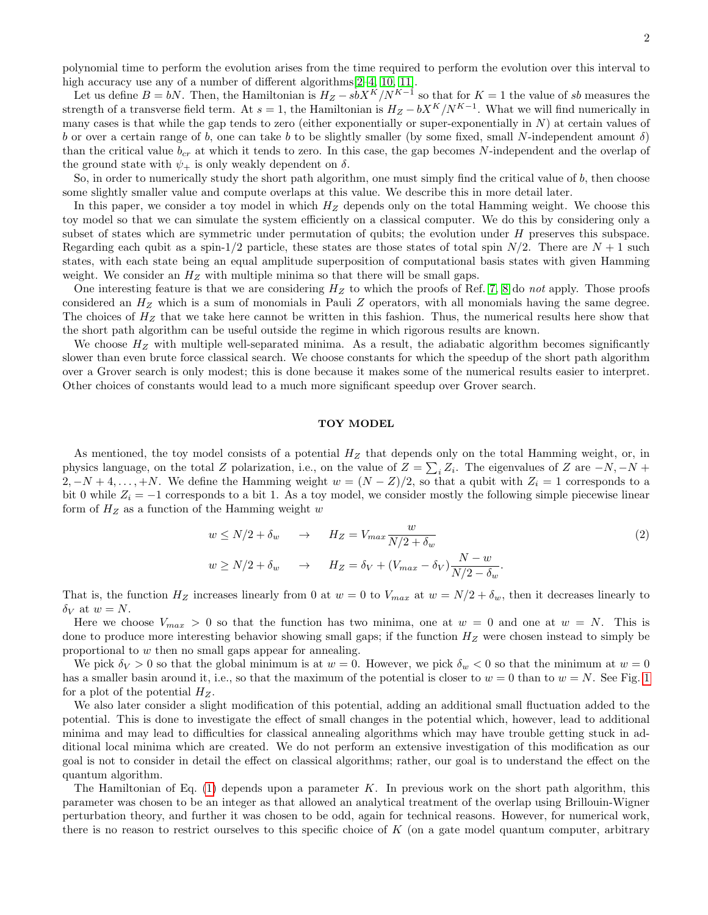polynomial time to perform the evolution arises from the time required to perform the evolution over this interval to high accuracy use any of a number of different algorithms[2–4, 10, 11].

Let us define $B = bN$. Then, the Hamiltonian is $H_Z - sbX^K/N^{K-1}$ so that for $K = 1$ the value of $sb$ measures the strength of a transverse field term. At $s = 1$, the Hamiltonian is $H_Z - bX^K/N^{K-1}$. What we will find numerically in many cases is that while the gap tends to zero (either exponentially or super-exponentially in $N$) at certain values of $b$ or over a certain range of $b$, one can take $b$ to be slightly smaller (by some fixed, small $N$-independent amount $\delta$) than the critical value $b_{cr}$ at which it tends to zero. In this case, the gap becomes $N$-independent and the overlap of the ground state with $\psi_+$ is only weakly dependent on $\delta$.

So, in order to numerically study the short path algorithm, one must simply find the critical value of $b$, then choose some slightly smaller value and compute overlaps at this value. We describe this in more detail later.

In this paper, we consider a toy model in which $H_Z$ depends only on the total Hamming weight. We choose this toy model so that we can simulate the system efficiently on a classical computer. We do this by considering only a subset of states which are symmetric under permutation of qubits; the evolution under $H$ preserves this subspace. Regarding each qubit as a spin-1/2 particle, these states are those states of total spin $N/2$. There are $N + 1$ such states, with each state being an equal amplitude superposition of computational basis states with given Hamming weight. We consider an $H_Z$ with multiple minima so that there will be small gaps.

One interesting feature is that we are considering $H_Z$ to which the proofs of Ref. [7, 8] do *not* apply. Those proofs considered an $H_Z$ which is a sum of monomials in Pauli $Z$ operators, with all monomials having the same degree. The choices of $H_Z$ that we take here cannot be written in this fashion. Thus, the numerical results here show that the short path algorithm can be useful outside the regime in which rigorous results are known.

We choose $H_Z$ with multiple well-separated minima. As a result, the adiabatic algorithm becomes significantly slower than even brute force classical search. We choose constants for which the speedup of the short path algorithm over a Grover search is only modest; this is done because it makes some of the numerical results easier to interpret. Other choices of constants would lead to a much more significant speedup over Grover search.

## TOY MODEL

As mentioned, the toy model consists of a potential $H_Z$ that depends only on the total Hamming weight, or, in physics language, on the total $Z$ polarization, i.e., on the value of $Z = \sum_i Z_i$. The eigenvalues of $Z$ are $-N, -N + 2, -N + 4, \ldots, +N$. We define the Hamming weight $w = (N - Z)/2$, so that a qubit with $Z_i = 1$ corresponds to a bit 0 while $Z_i = -1$ corresponds to a bit 1. As a toy model, we consider mostly the following simple piecewise linear form of $H_Z$ as a function of the Hamming weight $w$

$$
\begin{aligned}
w \leq N/2 + \delta_w \quad &\rightarrow \quad H_Z = V_{max} \frac{w}{N/2 + \delta_w} \\
w \geq N/2 + \delta_w \quad &\rightarrow \quad H_Z = \delta_V + (V_{max} - \delta_V) \frac{N - w}{N/2 - \delta_w}.
\end{aligned}
\tag{2}
$$

That is, the function $H_Z$ increases linearly from 0 at $w = 0$ to $V_{max}$ at $w = N/2 + \delta_w$, then it decreases linearly to $\delta_V$ at $w = N$.

Here we choose $V_{max} > 0$ so that the function has two minima, one at $w = 0$ and one at $w = N$. This is done to produce more interesting behavior showing small gaps; if the function $H_Z$ were chosen instead to simply be proportional to $w$ then no small gaps appear for annealing.

We pick $\delta_V > 0$ so that the global minimum is at $w = 0$. However, we pick $\delta_w < 0$ so that the minimum at $w = 0$ has a smaller basin around it, i.e., so that the maximum of the potential is closer to $w = 0$ than to $w = N$. See Fig. 1 for a plot of the potential $H_Z$.

We also later consider a slight modification of this potential, adding an additional small fluctuation added to the potential. This is done to investigate the effect of small changes in the potential which, however, lead to additional minima and may lead to difficulties for classical annealing algorithms which may have trouble getting stuck in additional local minima which are created. We do not perform an extensive investigation of this modification as our goal is not to consider in detail the effect on classical algorithms; rather, our goal is to understand the effect on the quantum algorithm.

The Hamiltonian of Eq. (1) depends upon a parameter $K$. In previous work on the short path algorithm, this parameter was chosen to be an integer as that allowed an analytical treatment of the overlap using Brillouin-Wigner perturbation theory, and further it was chosen to be odd, again for technical reasons. However, for numerical work, there is no reason to restrict ourselves to this specific choice of $K$ (on a gate model quantum computer, arbitrary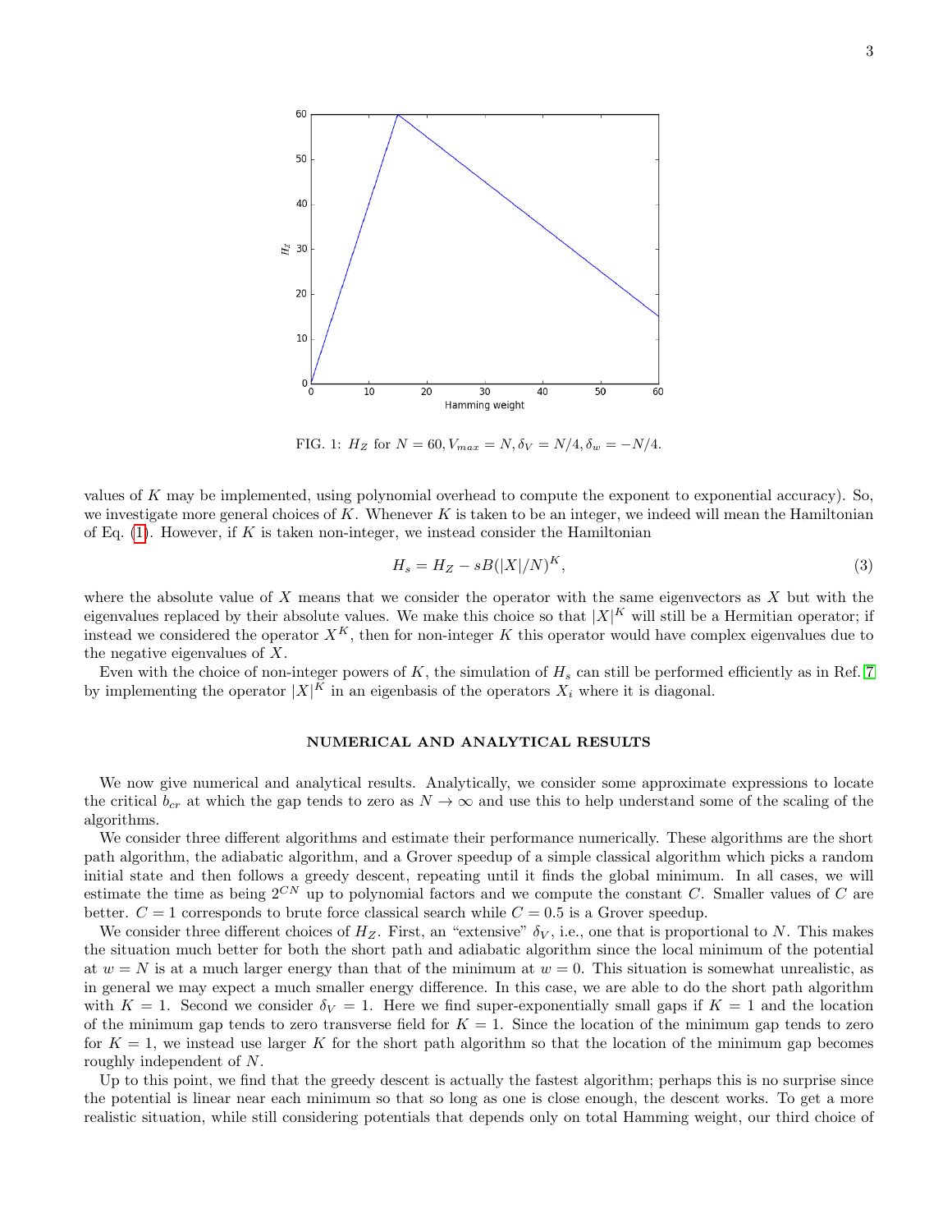FIG. 1: $H_Z$ for $N = 60, V_{max} = N, \delta_V = N/4, \delta_w = -N/4$.

values of $K$ may be implemented, using polynomial overhead to compute the exponent to exponential accuracy). So, we investigate more general choices of $K$. Whenever $K$ is taken to be an integer, we indeed will mean the Hamiltonian of Eq. (1). However, if $K$ is taken non-integer, we instead consider the Hamiltonian

$$H_s = H_Z - sB(|X|/N)^K, \tag{3}$$

where the absolute value of $X$ means that we consider the operator with the same eigenvectors as $X$ but with the eigenvalues replaced by their absolute values. We make this choice so that $|X|^K$ will still be a Hermitian operator; if instead we considered the operator $X^K$, then for non-integer $K$ this operator would have complex eigenvalues due to the negative eigenvalues of $X$.

Even with the choice of non-integer powers of $K$, the simulation of $H_s$ can still be performed efficiently as in Ref. 7 by implementing the operator $|X|^K$ in an eigenbasis of the operators $X_i$ where it is diagonal.

## NUMERICAL AND ANALYTICAL RESULTS

We now give numerical and analytical results. Analytically, we consider some approximate expressions to locate the critical $b_{cr}$ at which the gap tends to zero as $N \to \infty$ and use this to help understand some of the scaling of the algorithms.

We consider three different algorithms and estimate their performance numerically. These algorithms are the short path algorithm, the adiabatic algorithm, and a Grover speedup of a simple classical algorithm which picks a random initial state and then follows a greedy descent, repeating until it finds the global minimum. In all cases, we will estimate the time as being $2^{CN}$ up to polynomial factors and we compute the constant $C$. Smaller values of $C$ are better. $C = 1$ corresponds to brute force classical search while $C = 0.5$ is a Grover speedup.

We consider three different choices of $H_Z$. First, an "extensive" $\delta_V$, i.e., one that is proportional to $N$. This makes the situation much better for both the short path and adiabatic algorithm since the local minimum of the potential at $w = N$ is at a much larger energy than that of the minimum at $w = 0$. This situation is somewhat unrealistic, as in general we may expect a much smaller energy difference. In this case, we are able to do the short path algorithm with $K = 1$. Second we consider $\delta_V = 1$. Here we find super-exponentially small gaps if $K = 1$ and the location of the minimum gap tends to zero transverse field for $K = 1$. Since the location of the minimum gap tends to zero for $K = 1$, we instead use larger $K$ for the short path algorithm so that the location of the minimum gap becomes roughly independent of $N$.

Up to this point, we find that the greedy descent is actually the fastest algorithm; perhaps this is no surprise since the potential is linear near each minimum so that so long as one is close enough, the descent works. To get a more realistic situation, while still considering potentials that depends only on total Hamming weight, our third choice of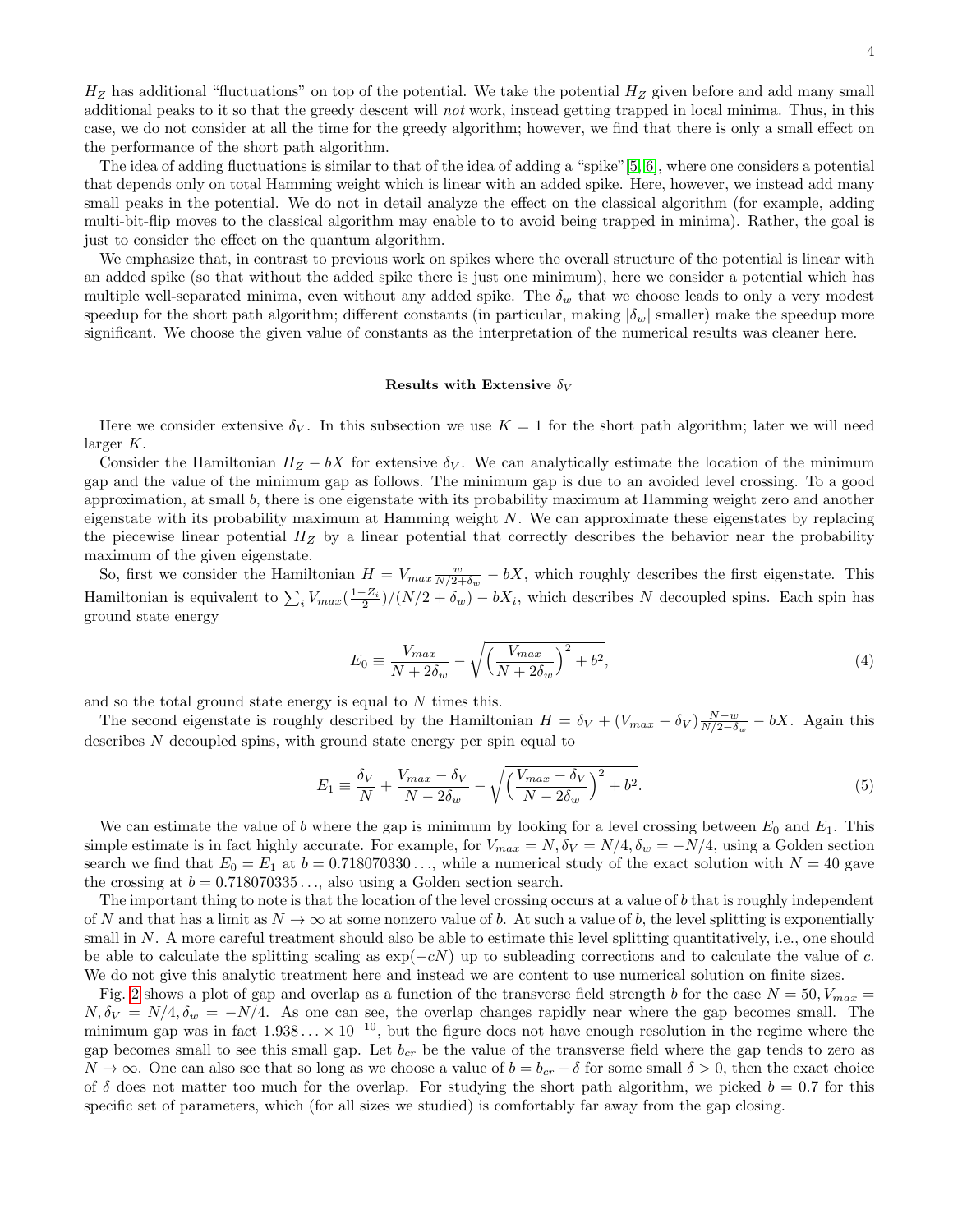$H_Z$ has additional "fluctuations" on top of the potential. We take the potential $H_Z$ given before and add many small additional peaks to it so that the greedy descent will *not* work, instead getting trapped in local minima. Thus, in this case, we do not consider at all the time for the greedy algorithm; however, we find that there is only a small effect on the performance of the short path algorithm.

The idea of adding fluctuations is similar to that of the idea of adding a "spike"[5, 6], where one considers a potential that depends only on total Hamming weight which is linear with an added spike. Here, however, we instead add many small peaks in the potential. We do not in detail analyze the effect on the classical algorithm (for example, adding multi-bit-flip moves to the classical algorithm may enable to to avoid being trapped in minima). Rather, the goal is just to consider the effect on the quantum algorithm.

We emphasize that, in contrast to previous work on spikes where the overall structure of the potential is linear with an added spike (so that without the added spike there is just one minimum), here we consider a potential which has multiple well-separated minima, even without any added spike. The $\delta_w$ that we choose leads to only a very modest speedup for the short path algorithm; different constants (in particular, making $|\delta_w|$ smaller) make the speedup more significant. We choose the given value of constants as the interpretation of the numerical results was cleaner here.

### Results with Extensive $\delta_V$

Here we consider extensive $\delta_V$. In this subsection we use $K = 1$ for the short path algorithm; later we will need larger $K$.

Consider the Hamiltonian $H_Z - bX$ for extensive $\delta_V$. We can analytically estimate the location of the minimum gap and the value of the minimum gap as follows. The minimum gap is due to an avoided level crossing. To a good approximation, at small $b$, there is one eigenstate with its probability maximum at Hamming weight zero and another eigenstate with its probability maximum at Hamming weight $N$. We can approximate these eigenstates by replacing the piecewise linear potential $H_Z$ by a linear potential that correctly describes the behavior near the probability maximum of the given eigenstate.

So, first we consider the Hamiltonian $H = V_{max} \frac{w}{N/2+\delta_w} - bX$, which roughly describes the first eigenstate. This Hamiltonian is equivalent to $\sum_i V_{max}(\frac{1-Z_i}{2})/(N/2+\delta_w) - bX_i$, which describes $N$ decoupled spins. Each spin has ground state energy

$$E_0 \equiv \frac{V_{max}}{N+2\delta_w} - \sqrt{\Big(\frac{V_{max}}{N+2\delta_w}\Big)^2 + b^2}, \tag{4}$$

and so the total ground state energy is equal to $N$ times this.

The second eigenstate is roughly described by the Hamiltonian $H = \delta_V + (V_{max} - \delta_V)\frac{N-w}{N/2-\delta_w} - bX$. Again this describes $N$ decoupled spins, with ground state energy per spin equal to

$$E_1 \equiv \frac{\delta_V}{N} + \frac{V_{max}-\delta_V}{N-2\delta_w} - \sqrt{\Big(\frac{V_{max}-\delta_V}{N-2\delta_w}\Big)^2 + b^2}. \tag{5}$$

We can estimate the value of $b$ where the gap is minimum by looking for a level crossing between $E_0$ and $E_1$. This simple estimate is in fact highly accurate. For example, for $V_{max} = N, \delta_V = N/4, \delta_w = -N/4$, using a Golden section search we find that $E_0 = E_1$ at $b = 0.718070330\ldots$, while a numerical study of the exact solution with $N = 40$ gave the crossing at $b = 0.718070335\ldots$, also using a Golden section search.

The important thing to note is that the location of the level crossing occurs at a value of $b$ that is roughly independent of $N$ and that has a limit as $N \to \infty$ at some nonzero value of $b$. At such a value of $b$, the level splitting is exponentially small in $N$. A more careful treatment should also be able to estimate this level splitting quantitatively, i.e., one should be able to calculate the splitting scaling as $\exp(-cN)$ up to subleading corrections and to calculate the value of $c$. We do not give this analytic treatment here and instead we are content to use numerical solution on finite sizes.

Fig. 2 shows a plot of gap and overlap as a function of the transverse field strength $b$ for the case $N = 50, V_{max} = N, \delta_V = N/4, \delta_w = -N/4$. As one can see, the overlap changes rapidly near where the gap becomes small. The minimum gap was in fact $1.938\ldots \times 10^{-10}$, but the figure does not have enough resolution in the regime where the gap becomes small to see this small gap. Let $b_{cr}$ be the value of the transverse field where the gap tends to zero as $N \to \infty$. One can also see that so long as we choose a value of $b = b_{cr} - \delta$ for some small $\delta > 0$, then the exact choice of $\delta$ does not matter too much for the overlap. For studying the short path algorithm, we picked $b = 0.7$ for this specific set of parameters, which (for all sizes we studied) is comfortably far away from the gap closing.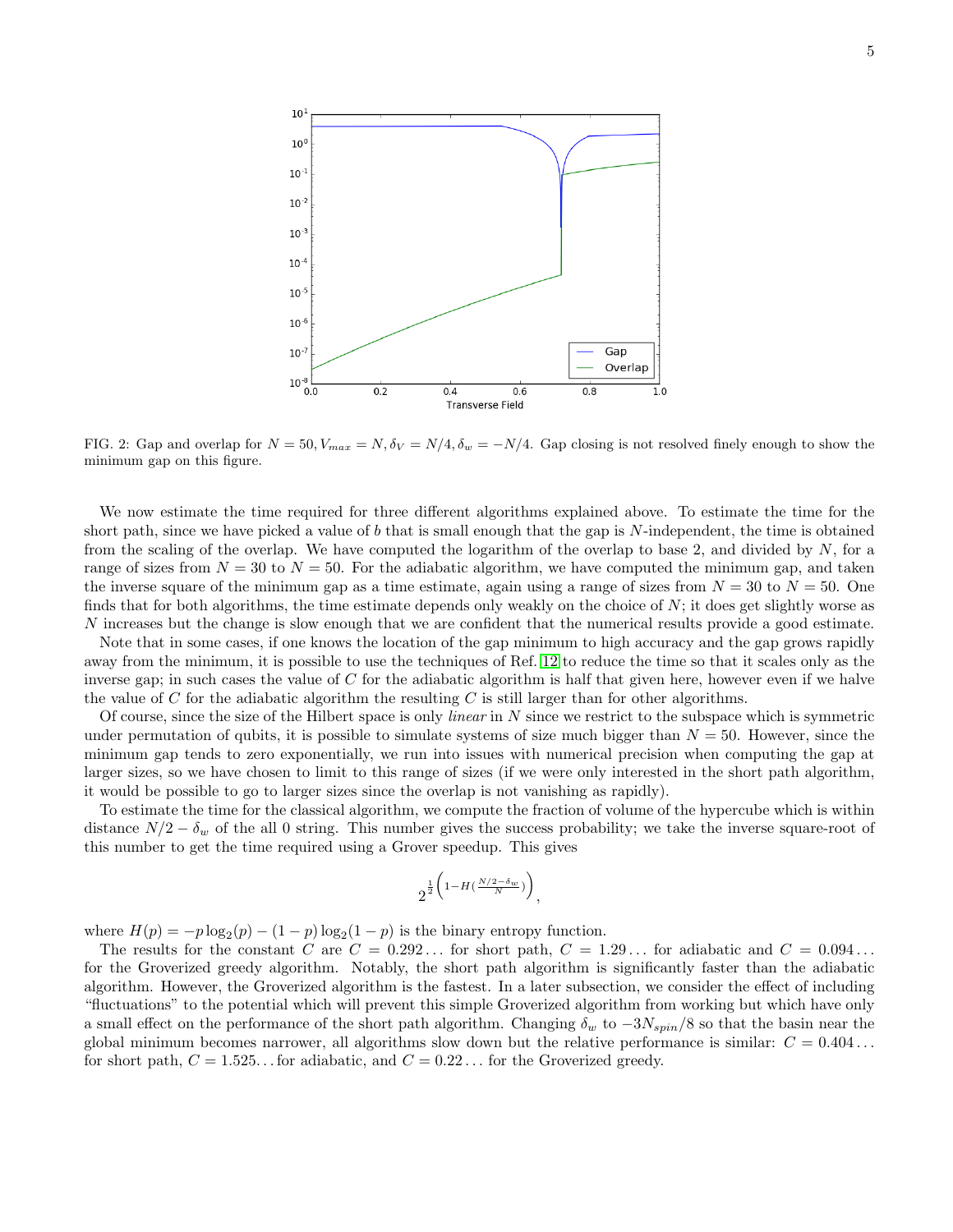FIG. 2: Gap and overlap for $N = 50, V_{max} = N, \delta_V = N/4, \delta_w = -N/4$. Gap closing is not resolved finely enough to show the minimum gap on this figure.

We now estimate the time required for three different algorithms explained above. To estimate the time for the short path, since we have picked a value of $b$ that is small enough that the gap is $N$-independent, the time is obtained from the scaling of the overlap. We have computed the logarithm of the overlap to base 2, and divided by $N$, for a range of sizes from $N = 30$ to $N = 50$. For the adiabatic algorithm, we have computed the minimum gap, and taken the inverse square of the minimum gap as a time estimate, again using a range of sizes from $N = 30$ to $N = 50$. One finds that for both algorithms, the time estimate depends only weakly on the choice of $N$; it does get slightly worse as $N$ increases but the change is slow enough that we are confident that the numerical results provide a good estimate.

Note that in some cases, if one knows the location of the gap minimum to high accuracy and the gap grows rapidly away from the minimum, it is possible to use the techniques of Ref. [12] to reduce the time so that it scales only as the inverse gap; in such cases the value of $C$ for the adiabatic algorithm is half that given here, however even if we halve the value of $C$ for the adiabatic algorithm the resulting $C$ is still larger than for other algorithms.

Of course, since the size of the Hilbert space is only *linear* in $N$ since we restrict to the subspace which is symmetric under permutation of qubits, it is possible to simulate systems of size much bigger than $N = 50$. However, since the minimum gap tends to zero exponentially, we run into issues with numerical precision when computing the gap at larger sizes, so we have chosen to limit to this range of sizes (if we were only interested in the short path algorithm, it would be possible to go to larger sizes since the overlap is not vanishing as rapidly).

To estimate the time for the classical algorithm, we compute the fraction of volume of the hypercube which is within distance $N/2 - \delta_w$ of the all 0 string. This number gives the success probability; we take the inverse square-root of this number to get the time required using a Grover speedup. This gives

$$2^{\frac{1}{2}\left(1-H\left(\frac{N/2-\delta_w}{N}\right)\right)},$$

where $H(p) = -p\log_2(p) - (1-p)\log_2(1-p)$ is the binary entropy function.

The results for the constant $C$ are $C = 0.292\ldots$ for short path, $C = 1.29\ldots$ for adiabatic and $C = 0.094\ldots$ for the Groverized greedy algorithm. Notably, the short path algorithm is significantly faster than the adiabatic algorithm. However, the Groverized algorithm is the fastest. In a later subsection, we consider the effect of including "fluctuations" to the potential which will prevent this simple Groverized algorithm from working but which have only a small effect on the performance of the short path algorithm. Changing $\delta_w$ to $-3N_{spin}/8$ so that the basin near the global minimum becomes narrower, all algorithms slow down but the relative performance is similar: $C = 0.404\ldots$ for short path, $C = 1.525\ldots$ for adiabatic, and $C = 0.22\ldots$ for the Groverized greedy.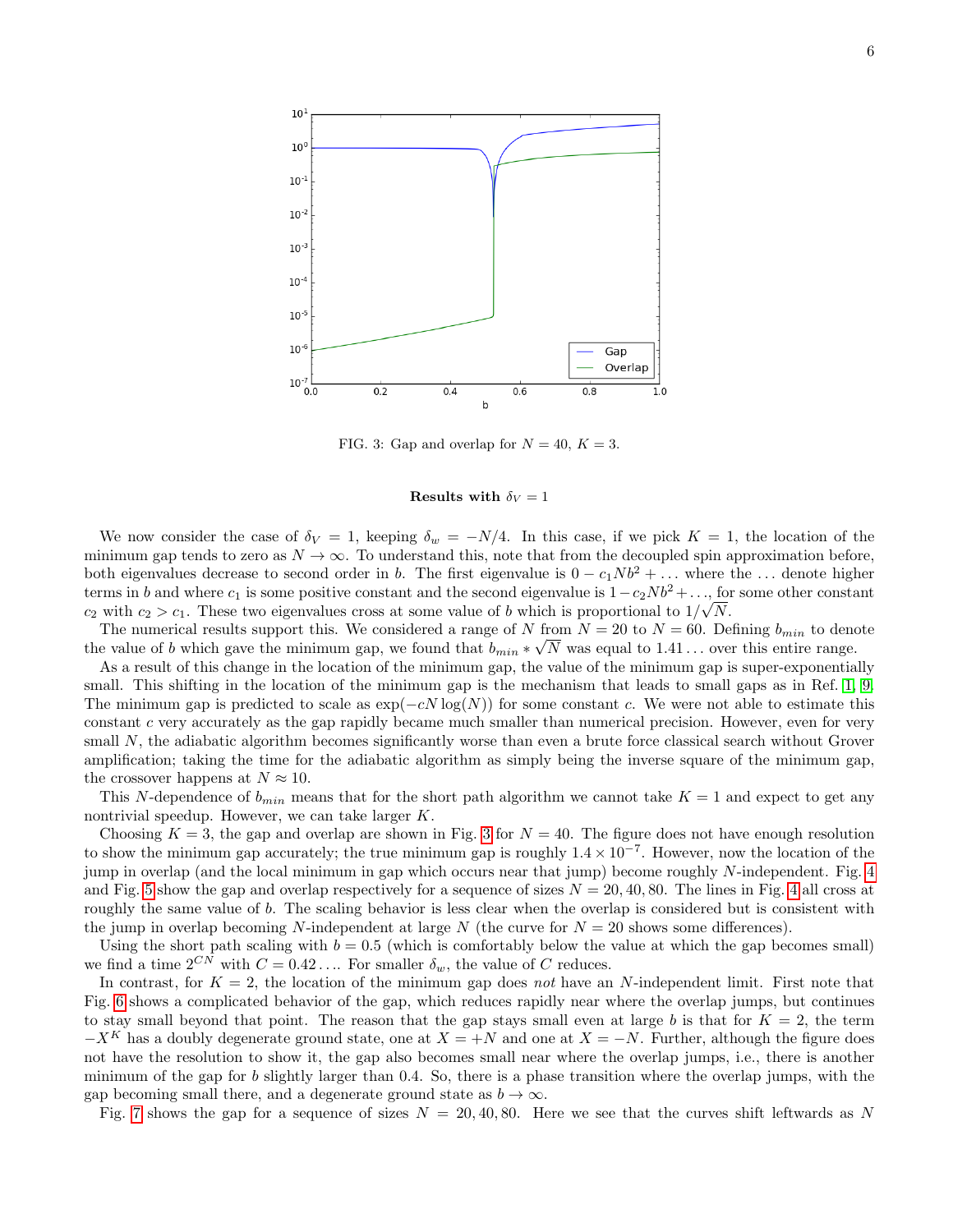FIG. 3: Gap and overlap for $N = 40$, $K = 3$.

### Results with $\delta_V = 1$

We now consider the case of $\delta_V = 1$, keeping $\delta_w = -N/4$. In this case, if we pick $K = 1$, the location of the minimum gap tends to zero as $N \to \infty$. To understand this, note that from the decoupled spin approximation before, both eigenvalues decrease to second order in $b$. The first eigenvalue is $0 - c_1 N b^2 + \ldots$ where the $\ldots$ denote higher terms in $b$ and where $c_1$ is some positive constant and the second eigenvalue is $1 - c_2 N b^2 + \ldots$, for some other constant $c_2$ with $c_2 > c_1$. These two eigenvalues cross at some value of $b$ which is proportional to $1/\sqrt{N}$.

The numerical results support this. We considered a range of $N$ from $N = 20$ to $N = 60$. Defining $b_{min}$ to denote the value of $b$ which gave the minimum gap, we found that $b_{min} * \sqrt{N}$ was equal to $1.41\ldots$ over this entire range.

As a result of this change in the location of the minimum gap, the value of the minimum gap is super-exponentially small. This shifting in the location of the minimum gap is the mechanism that leads to small gaps as in Ref. [1, 9]. The minimum gap is predicted to scale as $\exp(-cN\log(N))$ for some constant $c$. We were not able to estimate this constant $c$ very accurately as the gap rapidly became much smaller than numerical precision. However, even for very small $N$, the adiabatic algorithm becomes significantly worse than even a brute force classical search without Grover amplification; taking the time for the adiabatic algorithm as simply being the inverse square of the minimum gap, the crossover happens at $N \approx 10$.

This $N$-dependence of $b_{min}$ means that for the short path algorithm we cannot take $K = 1$ and expect to get any nontrivial speedup. However, we can take larger $K$.

Choosing $K = 3$, the gap and overlap are shown in Fig. 3 for $N = 40$. The figure does not have enough resolution to show the minimum gap accurately; the true minimum gap is roughly $1.4 \times 10^{-7}$. However, now the location of the jump in overlap (and the local minimum in gap which occurs near that jump) become roughly $N$-independent. Fig. 4 and Fig. 5 show the gap and overlap respectively for a sequence of sizes $N = 20, 40, 80$. The lines in Fig. 4 all cross at roughly the same value of $b$. The scaling behavior is less clear when the overlap is considered but is consistent with the jump in overlap becoming $N$-independent at large $N$ (the curve for $N = 20$ shows some differences).

Using the short path scaling with $b = 0.5$ (which is comfortably below the value at which the gap becomes small) we find a time $2^{CN}$ with $C = 0.42\ldots$. For smaller $\delta_w$, the value of $C$ reduces.

In contrast, for $K = 2$, the location of the minimum gap does *not* have an $N$-independent limit. First note that Fig. 6 shows a complicated behavior of the gap, which reduces rapidly near where the overlap jumps, but continues to stay small beyond that point. The reason that the gap stays small even at large $b$ is that for $K = 2$, the term $-X^K$ has a doubly degenerate ground state, one at $X = +N$ and one at $X = -N$. Further, although the figure does not have the resolution to show it, the gap also becomes small near where the overlap jumps, i.e., there is another minimum of the gap for $b$ slightly larger than 0.4. So, there is a phase transition where the overlap jumps, with the gap becoming small there, and a degenerate ground state as $b \to \infty$.

Fig. 7 shows the gap for a sequence of sizes $N = 20, 40, 80$. Here we see that the curves shift leftwards as $N$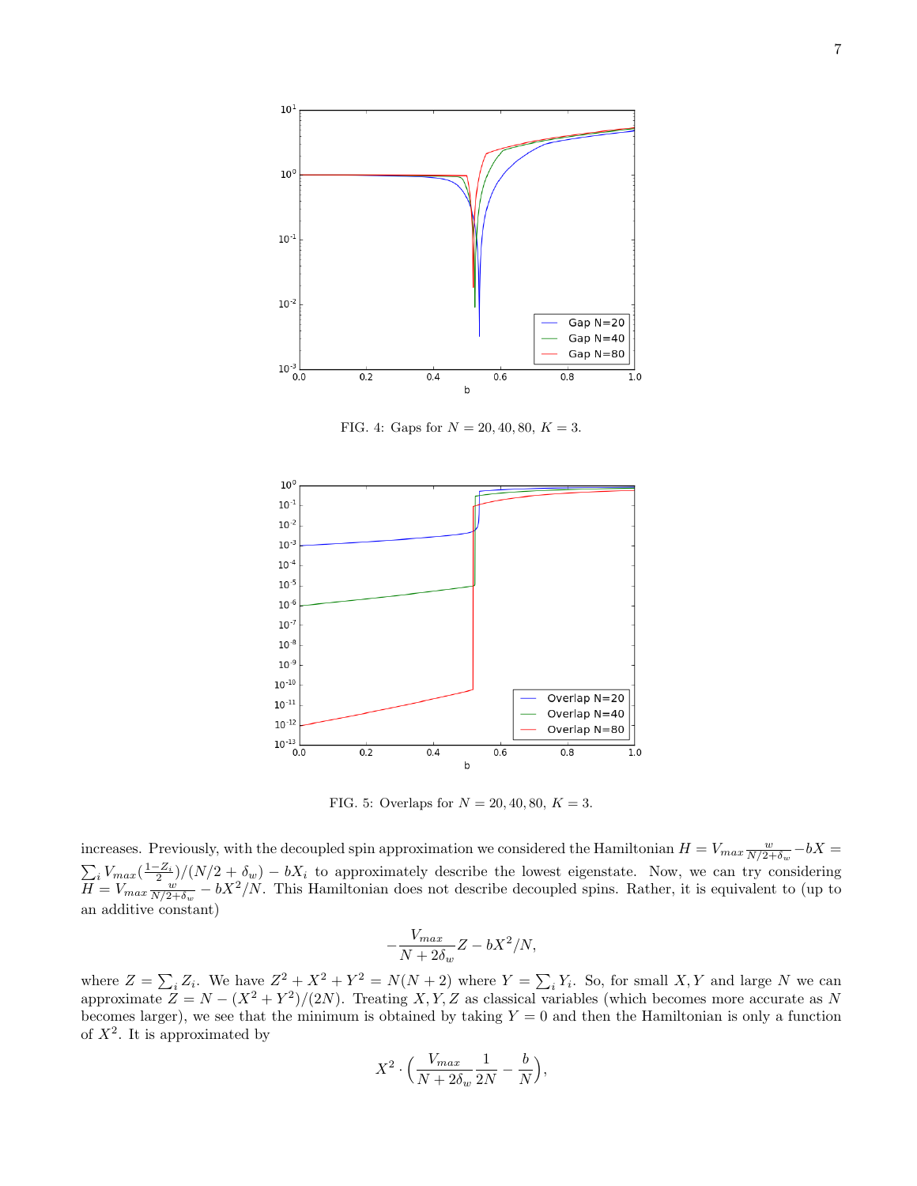FIG. 4: Gaps for $N = 20, 40, 80,\ K = 3$.

FIG. 5: Overlaps for $N = 20, 40, 80,\ K = 3$.

increases. Previously, with the decoupled spin approximation we considered the Hamiltonian $H = V_{max}\frac{w}{N/2+\delta_w} - bX = \sum_i V_{max}(\frac{1-Z_i}{2})/(N/2+\delta_w) - bX_i$ to approximately describe the lowest eigenstate. Now, we can try considering $H = V_{max}\frac{w}{N/2+\delta_w} - bX^2/N$. This Hamiltonian does not describe decoupled spins. Rather, it is equivalent to (up to an additive constant)

$$-\frac{V_{max}}{N+2\delta_w}Z - bX^2/N,$$

where $Z = \sum_i Z_i$. We have $Z^2 + X^2 + Y^2 = N(N+2)$ where $Y = \sum_i Y_i$. So, for small $X, Y$ and large $N$ we can approximate $Z = N - (X^2 + Y^2)/(2N)$. Treating $X, Y, Z$ as classical variables (which becomes more accurate as $N$ becomes larger), we see that the minimum is obtained by taking $Y = 0$ and then the Hamiltonian is only a function of $X^2$. It is approximated by

$$X^2 \cdot \Big(\frac{V_{max}}{N+2\delta_w}\frac{1}{2N} - \frac{b}{N}\Big),$$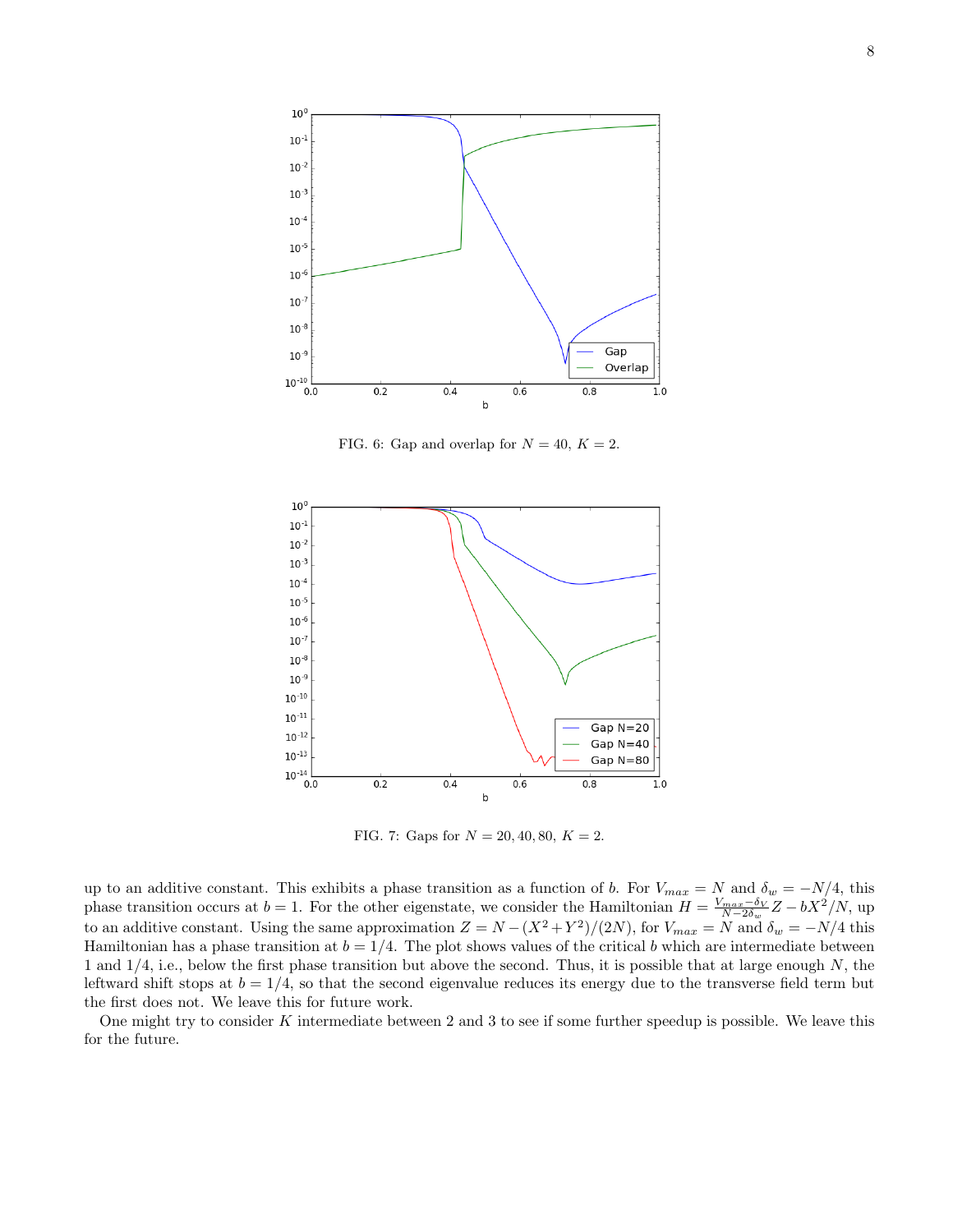FIG. 6: Gap and overlap for $N = 40$, $K = 2$.

FIG. 7: Gaps for $N = 20, 40, 80$, $K = 2$.

up to an additive constant. This exhibits a phase transition as a function of $b$. For $V_{max} = N$ and $\delta_w = -N/4$, this phase transition occurs at $b = 1$. For the other eigenstate, we consider the Hamiltonian $H = \frac{V_{max}-\delta_V}{N-2\delta_w} Z - bX^2/N$, up to an additive constant. Using the same approximation $Z = N - (X^2+Y^2)/(2N)$, for $V_{max} = N$ and $\delta_w = -N/4$ this Hamiltonian has a phase transition at $b = 1/4$. The plot shows values of the critical $b$ which are intermediate between 1 and 1/4, i.e., below the first phase transition but above the second. Thus, it is possible that at large enough $N$, the leftward shift stops at $b = 1/4$, so that the second eigenvalue reduces its energy due to the transverse field term but the first does not. We leave this for future work.

One might try to consider $K$ intermediate between 2 and 3 to see if some further speedup is possible. We leave this for the future.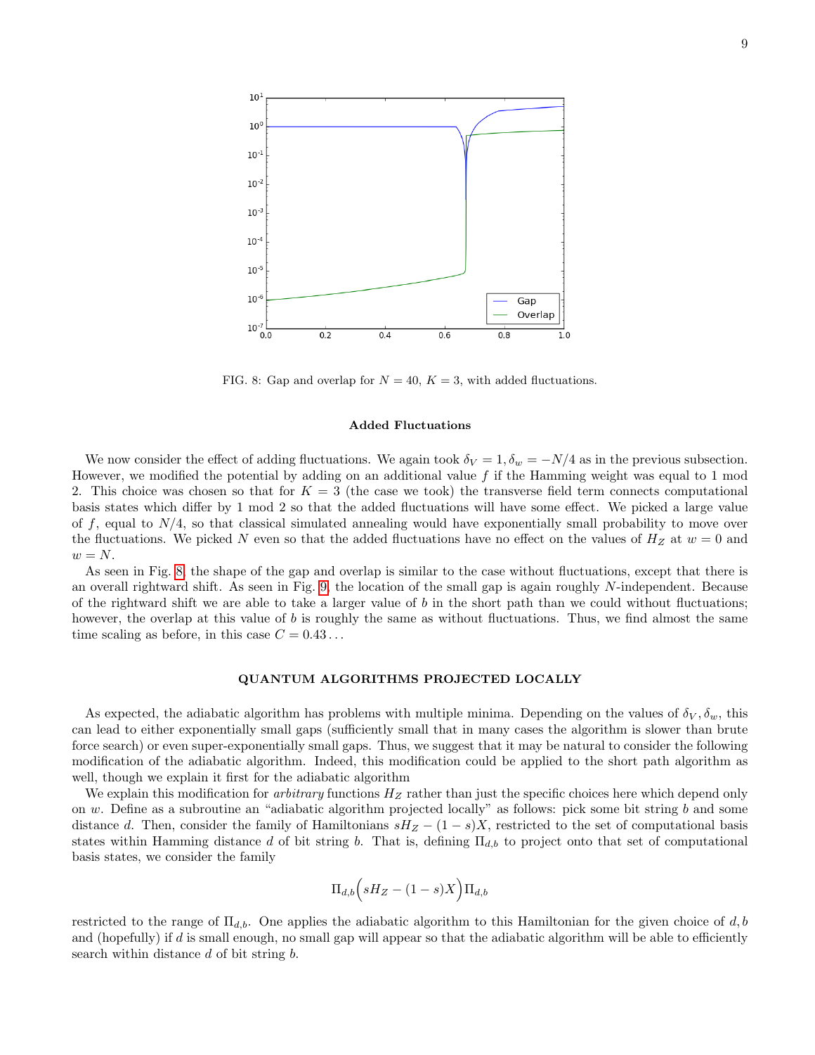FIG. 8: Gap and overlap for $N = 40$, $K = 3$, with added fluctuations.

### Added Fluctuations

We now consider the effect of adding fluctuations. We again took $\delta_V = 1, \delta_w = -N/4$ as in the previous subsection. However, we modified the potential by adding on an additional value $f$ if the Hamming weight was equal to 1 mod 2. This choice was chosen so that for $K = 3$ (the case we took) the transverse field term connects computational basis states which differ by 1 mod 2 so that the added fluctuations will have some effect. We picked a large value of $f$, equal to $N/4$, so that classical simulated annealing would have exponentially small probability to move over the fluctuations. We picked $N$ even so that the added fluctuations have no effect on the values of $H_Z$ at $w = 0$ and $w = N$.

As seen in Fig. 8, the shape of the gap and overlap is similar to the case without fluctuations, except that there is an overall rightward shift. As seen in Fig. 9, the location of the small gap is again roughly $N$-independent. Because of the rightward shift we are able to take a larger value of $b$ in the short path than we could without fluctuations; however, the overlap at this value of $b$ is roughly the same as without fluctuations. Thus, we find almost the same time scaling as before, in this case $C = 0.43\ldots$

## QUANTUM ALGORITHMS PROJECTED LOCALLY

As expected, the adiabatic algorithm has problems with multiple minima. Depending on the values of $\delta_V, \delta_w$, this can lead to either exponentially small gaps (sufficiently small that in many cases the algorithm is slower than brute force search) or even super-exponentially small gaps. Thus, we suggest that it may be natural to consider the following modification of the adiabatic algorithm. Indeed, this modification could be applied to the short path algorithm as well, though we explain it first for the adiabatic algorithm

We explain this modification for *arbitrary* functions $H_Z$ rather than just the specific choices here which depend only on $w$. Define as a subroutine an "adiabatic algorithm projected locally" as follows: pick some bit string $b$ and some distance $d$. Then, consider the family of Hamiltonians $sH_Z - (1-s)X$, restricted to the set of computational basis states within Hamming distance $d$ of bit string $b$. That is, defining $\Pi_{d,b}$ to project onto that set of computational basis states, we consider the family

$$\Pi_{d,b}\Big(sH_Z - (1-s)X\Big)\Pi_{d,b}$$

restricted to the range of $\Pi_{d,b}$. One applies the adiabatic algorithm to this Hamiltonian for the given choice of $d, b$ and (hopefully) if $d$ is small enough, no small gap will appear so that the adiabatic algorithm will be able to efficiently search within distance $d$ of bit string $b$.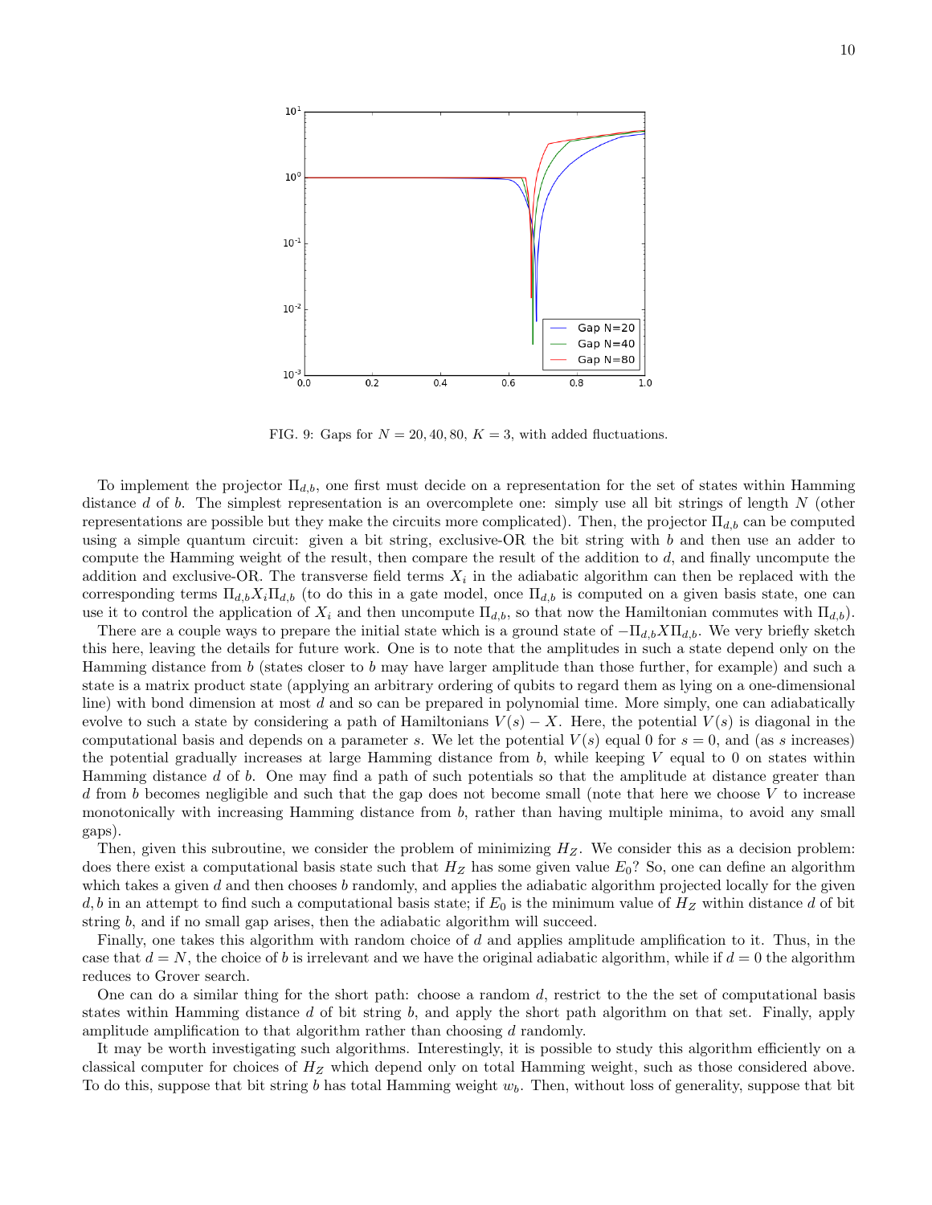FIG. 9: Gaps for $N = 20, 40, 80$, $K = 3$, with added fluctuations.

To implement the projector $\Pi_{d,b}$, one first must decide on a representation for the set of states within Hamming distance $d$ of $b$. The simplest representation is an overcomplete one: simply use all bit strings of length $N$ (other representations are possible but they make the circuits more complicated). Then, the projector $\Pi_{d,b}$ can be computed using a simple quantum circuit: given a bit string, exclusive-OR the bit string with $b$ and then use an adder to compute the Hamming weight of the result, then compare the result of the addition to $d$, and finally uncompute the addition and exclusive-OR. The transverse field terms $X_i$ in the adiabatic algorithm can then be replaced with the corresponding terms $\Pi_{d,b}X_i\Pi_{d,b}$ (to do this in a gate model, once $\Pi_{d,b}$ is computed on a given basis state, one can use it to control the application of $X_i$ and then uncompute $\Pi_{d,b}$, so that now the Hamiltonian commutes with $\Pi_{d,b}$).

There are a couple ways to prepare the initial state which is a ground state of $-\Pi_{d,b}X\Pi_{d,b}$. We very briefly sketch this here, leaving the details for future work. One is to note that the amplitudes in such a state depend only on the Hamming distance from $b$ (states closer to $b$ may have larger amplitude than those further, for example) and such a state is a matrix product state (applying an arbitrary ordering of qubits to regard them as lying on a one-dimensional line) with bond dimension at most $d$ and so can be prepared in polynomial time. More simply, one can adiabatically evolve to such a state by considering a path of Hamiltonians $V(s) - X$. Here, the potential $V(s)$ is diagonal in the computational basis and depends on a parameter $s$. We let the potential $V(s)$ equal 0 for $s = 0$, and (as $s$ increases) the potential gradually increases at large Hamming distance from $b$, while keeping $V$ equal to 0 on states within Hamming distance $d$ of $b$. One may find a path of such potentials so that the amplitude at distance greater than $d$ from $b$ becomes negligible and such that the gap does not become small (note that here we choose $V$ to increase monotonically with increasing Hamming distance from $b$, rather than having multiple minima, to avoid any small gaps).

Then, given this subroutine, we consider the problem of minimizing $H_Z$. We consider this as a decision problem: does there exist a computational basis state such that $H_Z$ has some given value $E_0$? So, one can define an algorithm which takes a given $d$ and then chooses $b$ randomly, and applies the adiabatic algorithm projected locally for the given $d, b$ in an attempt to find such a computational basis state; if $E_0$ is the minimum value of $H_Z$ within distance $d$ of bit string $b$, and if no small gap arises, then the adiabatic algorithm will succeed.

Finally, one takes this algorithm with random choice of $d$ and applies amplitude amplification to it. Thus, in the case that $d = N$, the choice of $b$ is irrelevant and we have the original adiabatic algorithm, while if $d = 0$ the algorithm reduces to Grover search.

One can do a similar thing for the short path: choose a random $d$, restrict to the the set of computational basis states within Hamming distance $d$ of bit string $b$, and apply the short path algorithm on that set. Finally, apply amplitude amplification to that algorithm rather than choosing $d$ randomly.

It may be worth investigating such algorithms. Interestingly, it is possible to study this algorithm efficiently on a classical computer for choices of $H_Z$ which depend only on total Hamming weight, such as those considered above. To do this, suppose that bit string $b$ has total Hamming weight $w_b$. Then, without loss of generality, suppose that bit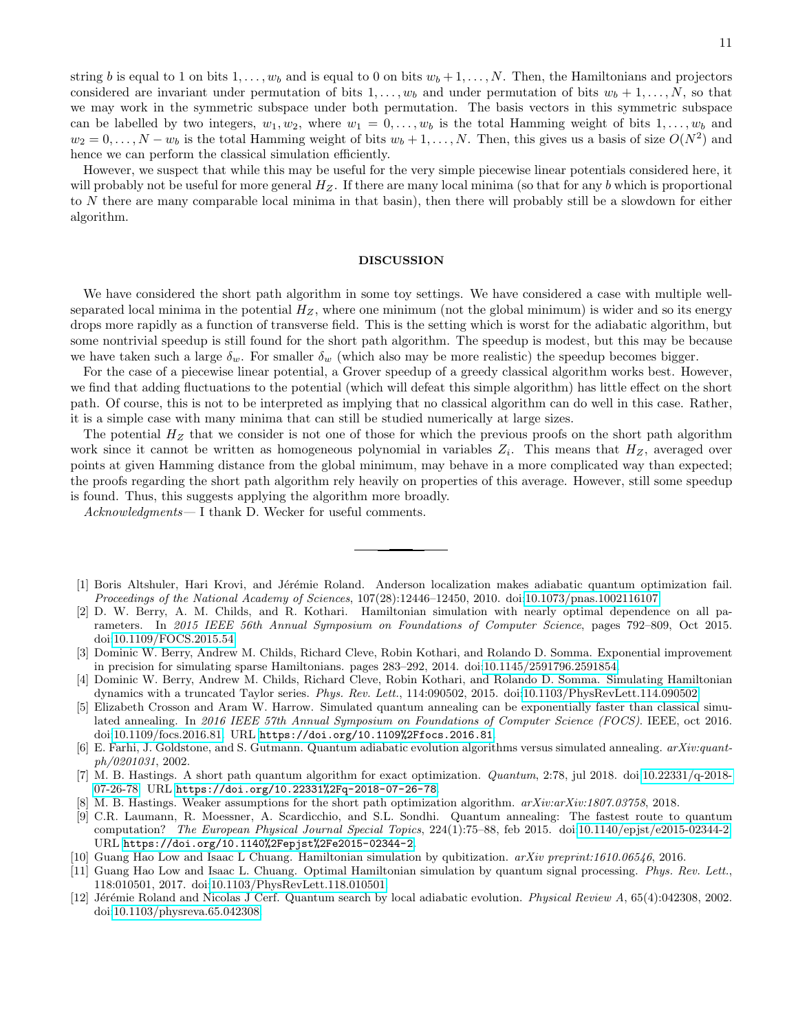string $b$ is equal to 1 on bits $1, \ldots, w_b$ and is equal to 0 on bits $w_b + 1, \ldots, N$. Then, the Hamiltonians and projectors considered are invariant under permutation of bits $1, \ldots, w_b$ and under permutation of bits $w_b + 1, \ldots, N$, so that we may work in the symmetric subspace under both permutation. The basis vectors in this symmetric subspace can be labelled by two integers, $w_1, w_2$, where $w_1 = 0, \ldots, w_b$ is the total Hamming weight of bits $1, \ldots, w_b$ and $w_2 = 0, \ldots, N - w_b$ is the total Hamming weight of bits $w_b + 1, \ldots, N$. Then, this gives us a basis of size $O(N^2)$ and hence we can perform the classical simulation efficiently.

However, we suspect that while this may be useful for the very simple piecewise linear potentials considered here, it will probably not be useful for more general $H_Z$. If there are many local minima (so that for any $b$ which is proportional to $N$ there are many comparable local minima in that basin), then there will probably still be a slowdown for either algorithm.

## DISCUSSION

We have considered the short path algorithm in some toy settings. We have considered a case with multiple well-separated local minima in the potential $H_Z$, where one minimum (not the global minimum) is wider and so its energy drops more rapidly as a function of transverse field. This is the setting which is worst for the adiabatic algorithm, but some nontrivial speedup is still found for the short path algorithm. The speedup is modest, but this may be because we have taken such a large $\delta_w$. For smaller $\delta_w$ (which also may be more realistic) the speedup becomes bigger.

For the case of a piecewise linear potential, a Grover speedup of a greedy classical algorithm works best. However, we find that adding fluctuations to the potential (which will defeat this simple algorithm) has little effect on the short path. Of course, this is not to be interpreted as implying that no classical algorithm can do well in this case. Rather, it is a simple case with many minima that can still be studied numerically at large sizes.

The potential $H_Z$ that we consider is not one of those for which the previous proofs on the short path algorithm work since it cannot be written as homogeneous polynomial in variables $Z_i$. This means that $H_Z$, averaged over points at given Hamming distance from the global minimum, may behave in a more complicated way than expected; the proofs regarding the short path algorithm rely heavily on properties of this average. However, still some speedup is found. Thus, this suggests applying the algorithm more broadly.

*Acknowledgments*— I thank D. Wecker for useful comments.

---

[1] Boris Altshuler, Hari Krovi, and Jérémie Roland. Anderson localization makes adiabatic quantum optimization fail. *Proceedings of the National Academy of Sciences*, 107(28):12446–12450, 2010. doi:10.1073/pnas.1002116107.

[2] D. W. Berry, A. M. Childs, and R. Kothari. Hamiltonian simulation with nearly optimal dependence on all parameters. In *2015 IEEE 56th Annual Symposium on Foundations of Computer Science*, pages 792–809, Oct 2015. doi:10.1109/FOCS.2015.54.

[3] Dominic W. Berry, Andrew M. Childs, Richard Cleve, Robin Kothari, and Rolando D. Somma. Exponential improvement in precision for simulating sparse Hamiltonians. pages 283–292, 2014. doi:10.1145/2591796.2591854.

[4] Dominic W. Berry, Andrew M. Childs, Richard Cleve, Robin Kothari, and Rolando D. Somma. Simulating Hamiltonian dynamics with a truncated Taylor series. *Phys. Rev. Lett.*, 114:090502, 2015. doi:10.1103/PhysRevLett.114.090502.

[5] Elizabeth Crosson and Aram W. Harrow. Simulated quantum annealing can be exponentially faster than classical simulated annealing. In *2016 IEEE 57th Annual Symposium on Foundations of Computer Science (FOCS)*. IEEE, oct 2016. doi:10.1109/focs.2016.81. URL https://doi.org/10.1109%2Ffocs.2016.81.

[6] E. Farhi, J. Goldstone, and S. Gutmann. Quantum adiabatic evolution algorithms versus simulated annealing. *arXiv:quant-ph/0201031*, 2002.

[7] M. B. Hastings. A short path quantum algorithm for exact optimization. *Quantum*, 2:78, jul 2018. doi:10.22331/q-2018-07-26-78. URL https://doi.org/10.22331%2Fq-2018-07-26-78.

[8] M. B. Hastings. Weaker assumptions for the short path optimization algorithm. *arXiv:arXiv:1807.03758*, 2018.

[9] C.R. Laumann, R. Moessner, A. Scardicchio, and S.L. Sondhi. Quantum annealing: The fastest route to quantum computation? *The European Physical Journal Special Topics*, 224(1):75–88, feb 2015. doi:10.1140/epjst/e2015-02344-2. URL https://doi.org/10.1140%2Fepjst%2Fe2015-02344-2.

[10] Guang Hao Low and Isaac L Chuang. Hamiltonian simulation by qubitization. *arXiv preprint:1610.06546*, 2016.

[11] Guang Hao Low and Isaac L. Chuang. Optimal Hamiltonian simulation by quantum signal processing. *Phys. Rev. Lett.*, 118:010501, 2017. doi:10.1103/PhysRevLett.118.010501.

[12] Jérémie Roland and Nicolas J Cerf. Quantum search by local adiabatic evolution. *Physical Review A*, 65(4):042308, 2002. doi:10.1103/physreva.65.042308.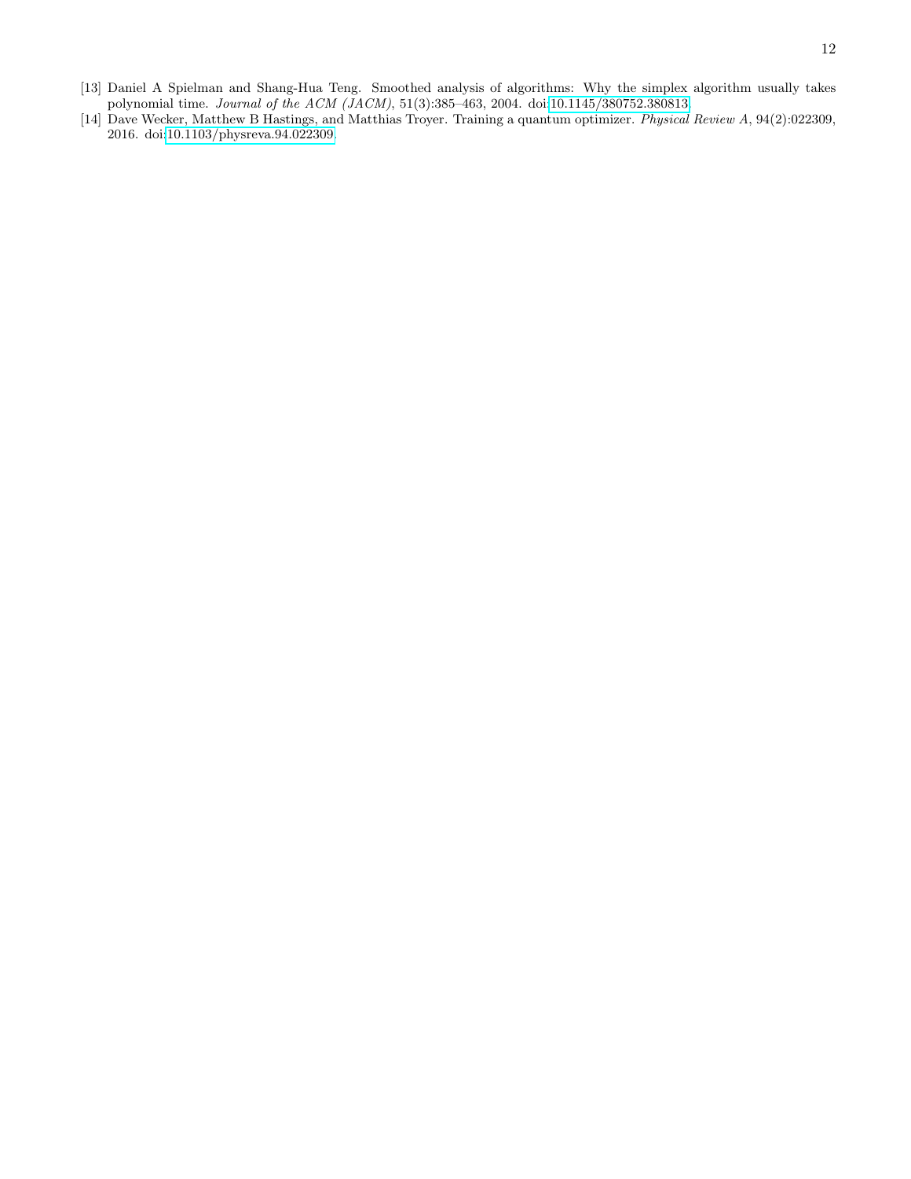[13] Daniel A Spielman and Shang-Hua Teng. Smoothed analysis of algorithms: Why the simplex algorithm usually takes polynomial time. *Journal of the ACM (JACM)*, 51(3):385–463, 2004. doi:10.1145/380752.380813.

[14] Dave Wecker, Matthew B Hastings, and Matthias Troyer. Training a quantum optimizer. *Physical Review A*, 94(2):022309, 2016. doi:10.1103/physreva.94.022309.